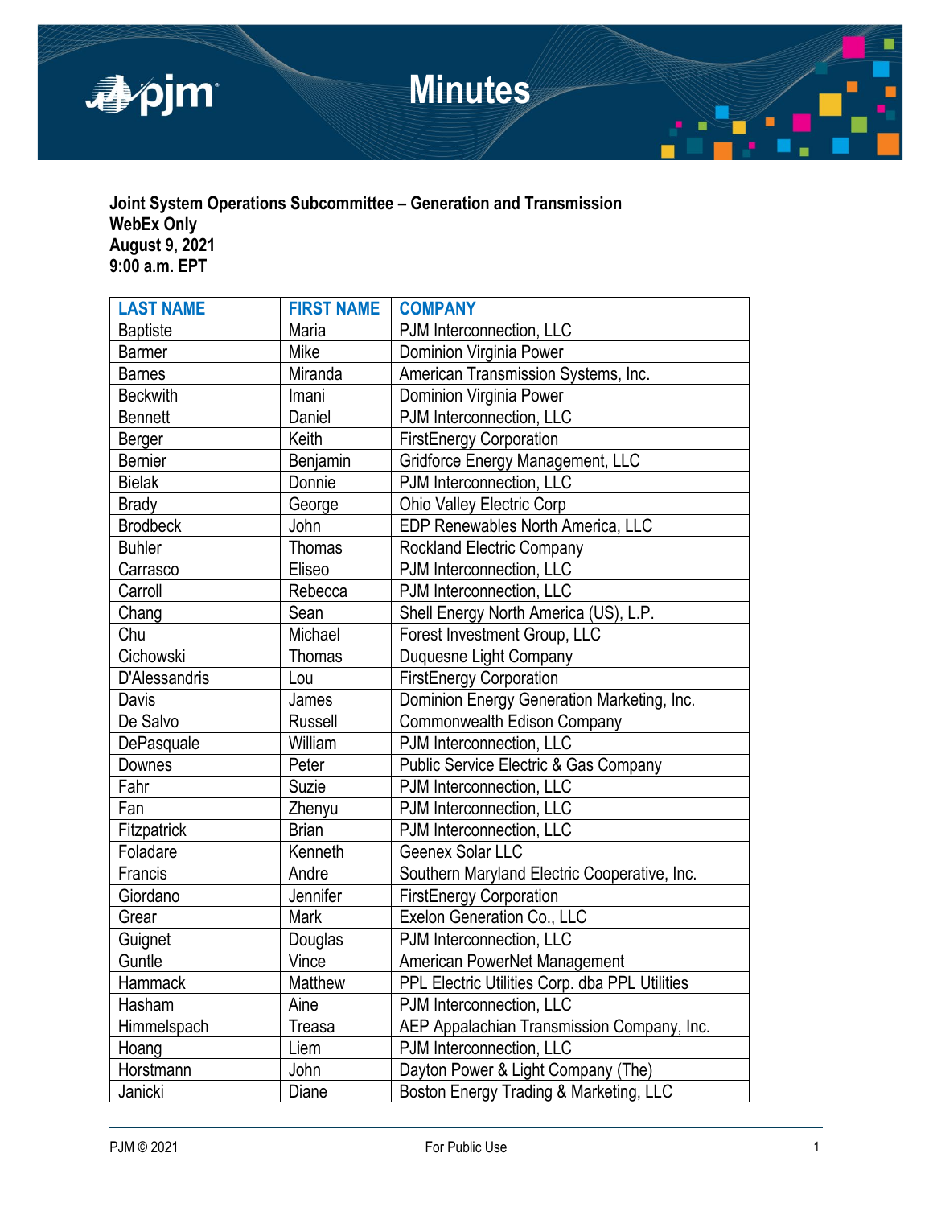# Minutes

**Joint System Operations Subcommittee – Generation and Transmission**
**WebEx Only**
**August 9, 2021**
**9:00 a.m. EPT**

| LAST NAME | FIRST NAME | COMPANY |
|---|---|---|
| Baptiste | Maria | PJM Interconnection, LLC |
| Barmer | Mike | Dominion Virginia Power |
| Barnes | Miranda | American Transmission Systems, Inc. |
| Beckwith | Imani | Dominion Virginia Power |
| Bennett | Daniel | PJM Interconnection, LLC |
| Berger | Keith | FirstEnergy Corporation |
| Bernier | Benjamin | Gridforce Energy Management, LLC |
| Bielak | Donnie | PJM Interconnection, LLC |
| Brady | George | Ohio Valley Electric Corp |
| Brodbeck | John | EDP Renewables North America, LLC |
| Buhler | Thomas | Rockland Electric Company |
| Carrasco | Eliseo | PJM Interconnection, LLC |
| Carroll | Rebecca | PJM Interconnection, LLC |
| Chang | Sean | Shell Energy North America (US), L.P. |
| Chu | Michael | Forest Investment Group, LLC |
| Cichowski | Thomas | Duquesne Light Company |
| D'Alessandris | Lou | FirstEnergy Corporation |
| Davis | James | Dominion Energy Generation Marketing, Inc. |
| De Salvo | Russell | Commonwealth Edison Company |
| DePasquale | William | PJM Interconnection, LLC |
| Downes | Peter | Public Service Electric & Gas Company |
| Fahr | Suzie | PJM Interconnection, LLC |
| Fan | Zhenyu | PJM Interconnection, LLC |
| Fitzpatrick | Brian | PJM Interconnection, LLC |
| Foladare | Kenneth | Geenex Solar LLC |
| Francis | Andre | Southern Maryland Electric Cooperative, Inc. |
| Giordano | Jennifer | FirstEnergy Corporation |
| Grear | Mark | Exelon Generation Co., LLC |
| Guignet | Douglas | PJM Interconnection, LLC |
| Guntle | Vince | American PowerNet Management |
| Hammack | Matthew | PPL Electric Utilities Corp. dba PPL Utilities |
| Hasham | Aine | PJM Interconnection, LLC |
| Himmelspach | Treasa | AEP Appalachian Transmission Company, Inc. |
| Hoang | Liem | PJM Interconnection, LLC |
| Horstmann | John | Dayton Power & Light Company (The) |
| Janicki | Diane | Boston Energy Trading & Marketing, LLC |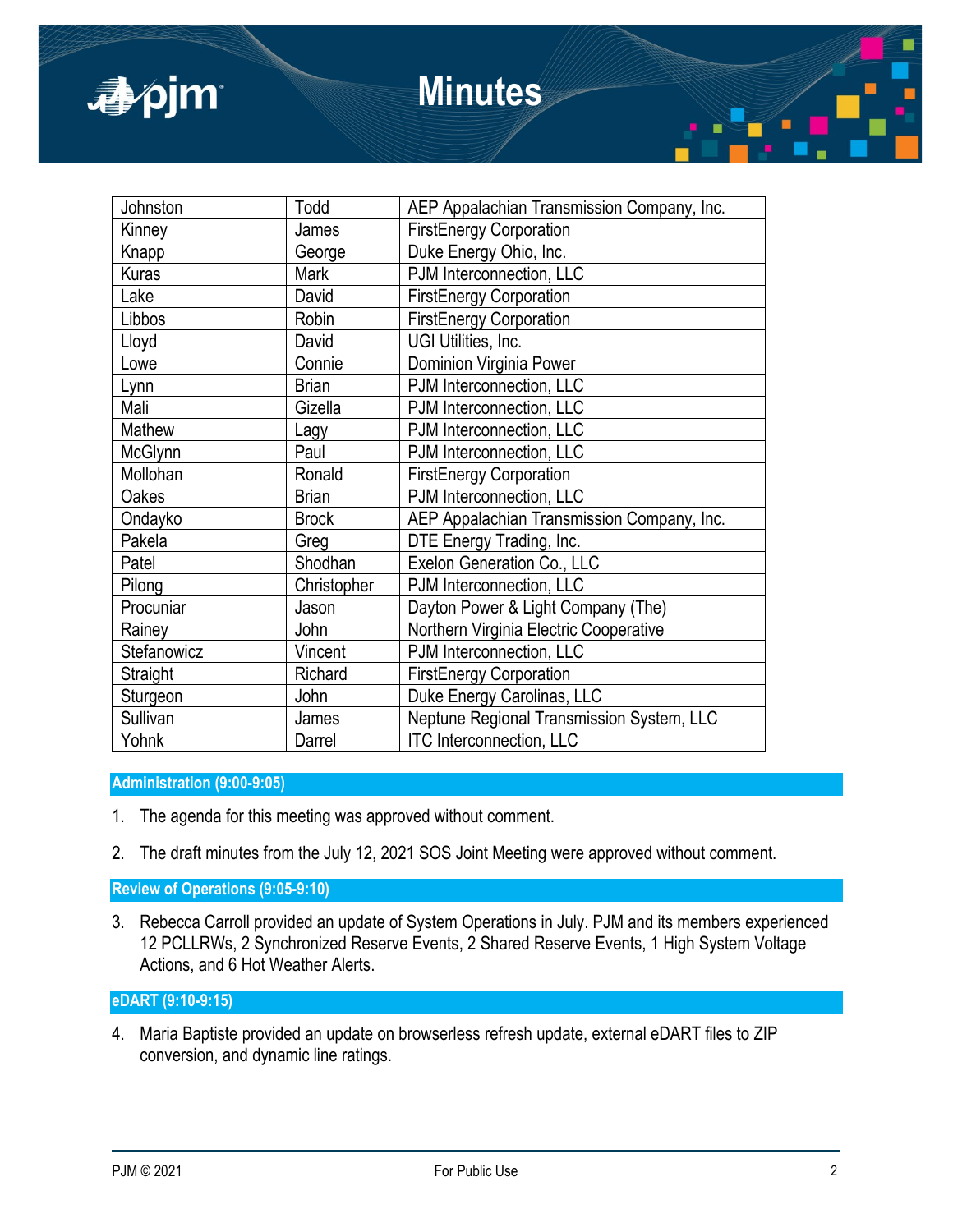| Johnston | Todd | AEP Appalachian Transmission Company, Inc. |
|---|---|---|
| Kinney | James | FirstEnergy Corporation |
| Knapp | George | Duke Energy Ohio, Inc. |
| Kuras | Mark | PJM Interconnection, LLC |
| Lake | David | FirstEnergy Corporation |
| Libbos | Robin | FirstEnergy Corporation |
| Lloyd | David | UGI Utilities, Inc. |
| Lowe | Connie | Dominion Virginia Power |
| Lynn | Brian | PJM Interconnection, LLC |
| Mali | Gizella | PJM Interconnection, LLC |
| Mathew | Lagy | PJM Interconnection, LLC |
| McGlynn | Paul | PJM Interconnection, LLC |
| Mollohan | Ronald | FirstEnergy Corporation |
| Oakes | Brian | PJM Interconnection, LLC |
| Ondayko | Brock | AEP Appalachian Transmission Company, Inc. |
| Pakela | Greg | DTE Energy Trading, Inc. |
| Patel | Shodhan | Exelon Generation Co., LLC |
| Pilong | Christopher | PJM Interconnection, LLC |
| Procuniar | Jason | Dayton Power & Light Company (The) |
| Rainey | John | Northern Virginia Electric Cooperative |
| Stefanowicz | Vincent | PJM Interconnection, LLC |
| Straight | Richard | FirstEnergy Corporation |
| Sturgeon | John | Duke Energy Carolinas, LLC |
| Sullivan | James | Neptune Regional Transmission System, LLC |
| Yohnk | Darrel | ITC Interconnection, LLC |

## Administration (9:00-9:05)

1. The agenda for this meeting was approved without comment.

2. The draft minutes from the July 12, 2021 SOS Joint Meeting were approved without comment.

## Review of Operations (9:05-9:10)

3. Rebecca Carroll provided an update of System Operations in July. PJM and its members experienced 12 PCLLRWs, 2 Synchronized Reserve Events, 2 Shared Reserve Events, 1 High System Voltage Actions, and 6 Hot Weather Alerts.

## eDART (9:10-9:15)

4. Maria Baptiste provided an update on browserless refresh update, external eDART files to ZIP conversion, and dynamic line ratings.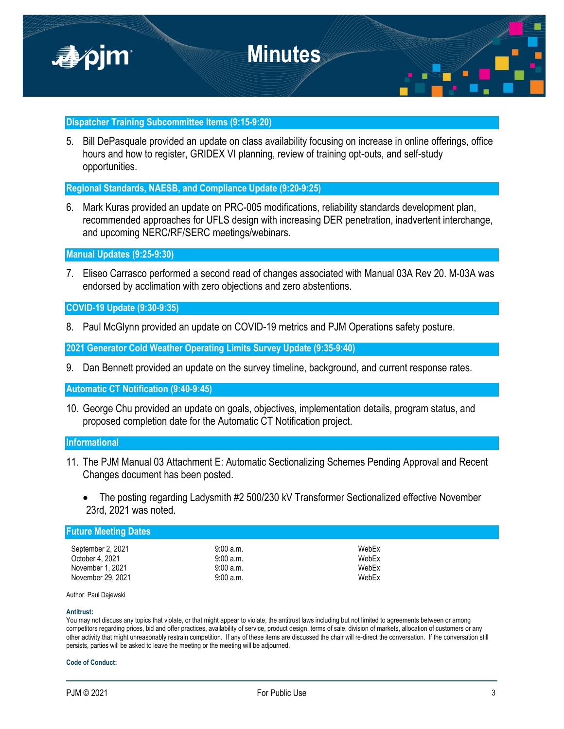## Dispatcher Training Subcommittee Items (9:15-9:20)

5. Bill DePasquale provided an update on class availability focusing on increase in online offerings, office hours and how to register, GRIDEX VI planning, review of training opt-outs, and self-study opportunities.

## Regional Standards, NAESB, and Compliance Update (9:20-9:25)

6. Mark Kuras provided an update on PRC-005 modifications, reliability standards development plan, recommended approaches for UFLS design with increasing DER penetration, inadvertent interchange, and upcoming NERC/RF/SERC meetings/webinars.

## Manual Updates (9:25-9:30)

7. Eliseo Carrasco performed a second read of changes associated with Manual 03A Rev 20. M-03A was endorsed by acclimation with zero objections and zero abstentions.

## COVID-19 Update (9:30-9:35)

8. Paul McGlynn provided an update on COVID-19 metrics and PJM Operations safety posture.

## 2021 Generator Cold Weather Operating Limits Survey Update (9:35-9:40)

9. Dan Bennett provided an update on the survey timeline, background, and current response rates.

## Automatic CT Notification (9:40-9:45)

10. George Chu provided an update on goals, objectives, implementation details, program status, and proposed completion date for the Automatic CT Notification project.

## Informational

11. The PJM Manual 03 Attachment E: Automatic Sectionalizing Schemes Pending Approval and Recent Changes document has been posted.
    - The posting regarding Ladysmith #2 500/230 kV Transformer Sectionalized effective November 23rd, 2021 was noted.

## Future Meeting Dates

| | | |
|---|---|---|
| September 2, 2021 | 9:00 a.m. | WebEx |
| October 4, 2021 | 9:00 a.m. | WebEx |
| November 1, 2021 | 9:00 a.m. | WebEx |
| November 29, 2021 | 9:00 a.m. | WebEx |

Author: Paul Dajewski

**Antitrust:**
You may not discuss any topics that violate, or that might appear to violate, the antitrust laws including but not limited to agreements between or among competitors regarding prices, bid and offer practices, availability of service, product design, terms of sale, division of markets, allocation of customers or any other activity that might unreasonably restrain competition. If any of these items are discussed the chair will re-direct the conversation. If the conversation still persists, parties will be asked to leave the meeting or the meeting will be adjourned.

**Code of Conduct:**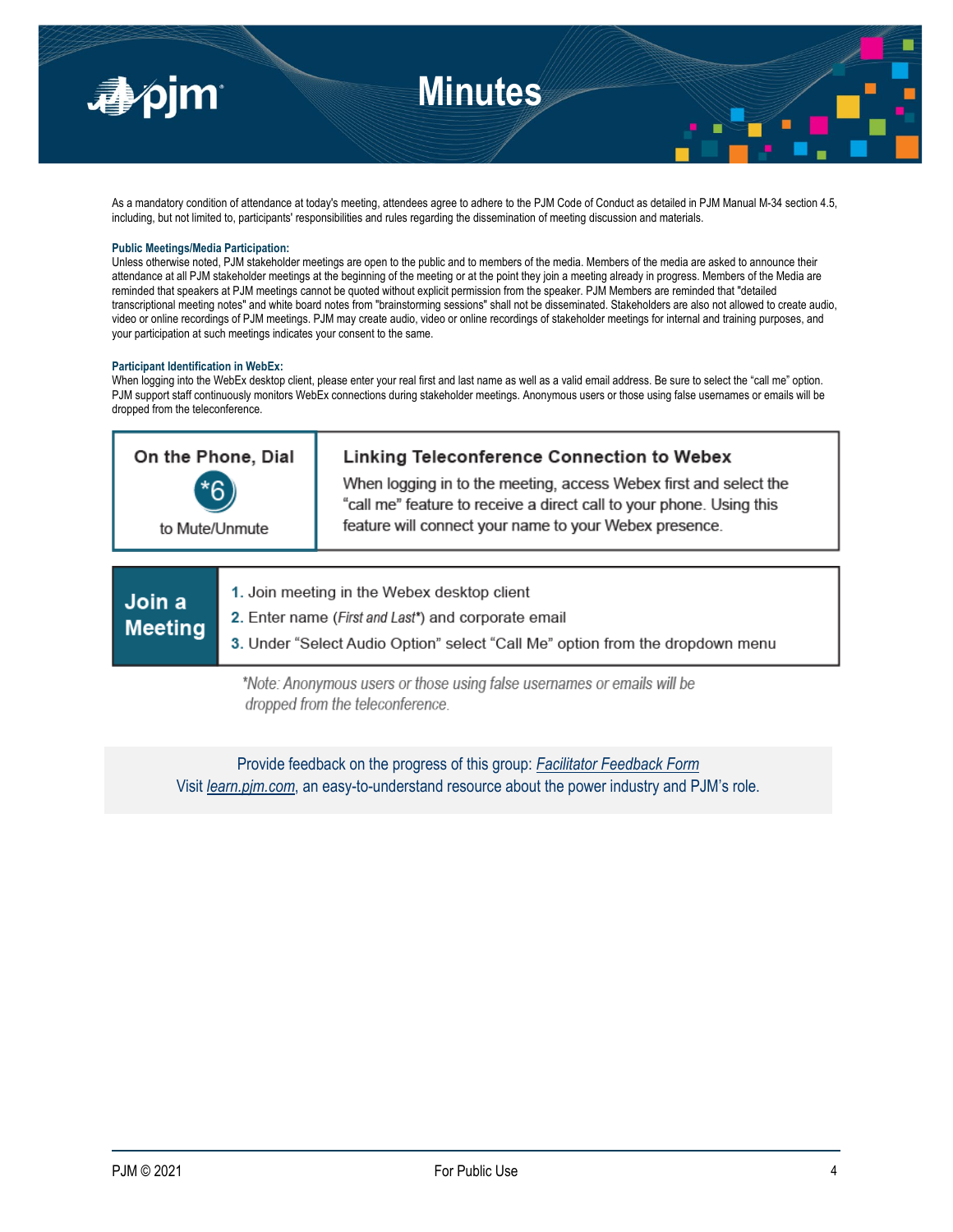As a mandatory condition of attendance at today's meeting, attendees agree to adhere to the PJM Code of Conduct as detailed in PJM Manual M-34 section 4.5, including, but not limited to, participants' responsibilities and rules regarding the dissemination of meeting discussion and materials.

**Public Meetings/Media Participation:**
Unless otherwise noted, PJM stakeholder meetings are open to the public and to members of the media. Members of the media are asked to announce their attendance at all PJM stakeholder meetings at the beginning of the meeting or at the point they join a meeting already in progress. Members of the Media are reminded that speakers at PJM meetings cannot be quoted without explicit permission from the speaker. PJM Members are reminded that "detailed transcriptional meeting notes" and white board notes from "brainstorming sessions" shall not be disseminated. Stakeholders are also not allowed to create audio, video or online recordings of PJM meetings. PJM may create audio, video or online recordings of stakeholder meetings for internal and training purposes, and your participation at such meetings indicates your consent to the same.

**Participant Identification in WebEx:**
When logging into the WebEx desktop client, please enter your real first and last name as well as a valid email address. Be sure to select the "call me" option. PJM support staff continuously monitors WebEx connections during stakeholder meetings. Anonymous users or those using false usernames or emails will be dropped from the teleconference.

| On the Phone, Dial *6 to Mute/Unmute | Linking Teleconference Connection to Webex |
|---|---|
| | When logging in to the meeting, access Webex first and select the "call me" feature to receive a direct call to your phone. Using this feature will connect your name to your Webex presence. |

**Join a Meeting**

1. Join meeting in the Webex desktop client
2. Enter name (*First and Last\**) and corporate email
3. Under "Select Audio Option" select "Call Me" option from the dropdown menu

*\*Note: Anonymous users or those using false usernames or emails will be dropped from the teleconference.*

Provide feedback on the progress of this group: *Facilitator Feedback Form*
Visit *learn.pjm.com*, an easy-to-understand resource about the power industry and PJM's role.